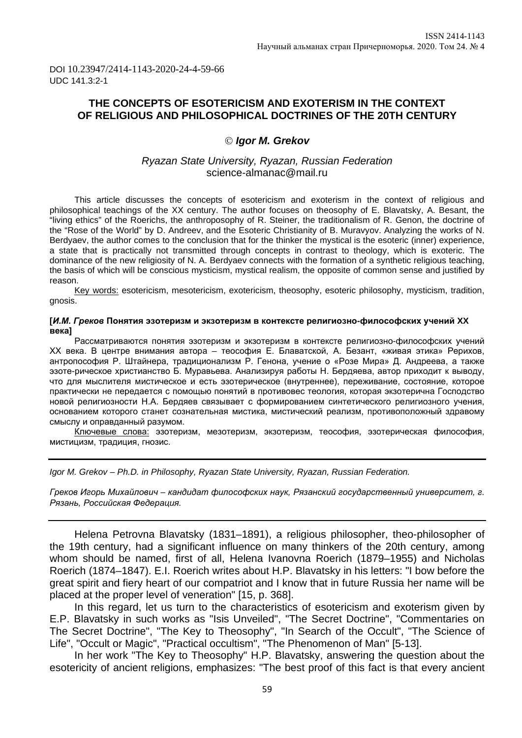DOI 10.23947/2414-1143-2020-24-4-59-66
UDC 141.3:2-1

# THE CONCEPTS OF ESOTERICISM AND EXOTERISM IN THE CONTEXT OF RELIGIOUS AND PHILOSOPHICAL DOCTRINES OF THE 20TH CENTURY

© ***Igor M. Grekov***

*Ryazan State University, Ryazan, Russian Federation*
science-almanac@mail.ru

This article discusses the concepts of esotericism and exoterism in the context of religious and philosophical teachings of the XX century. The author focuses on theosophy of E. Blavatsky, A. Besant, the "living ethics" of the Roerichs, the anthroposophy of R. Steiner, the traditionalism of R. Genon, the doctrine of the "Rose of the World" by D. Andreev, and the Esoteric Christianity of B. Muravyov. Analyzing the works of N. Berdyaev, the author comes to the conclusion that for the thinker the mystical is the esoteric (inner) experience, a state that is practically not transmitted through concepts in contrast to theology, which is exoteric. The dominance of the new religiosity of N. A. Berdyaev connects with the formation of a synthetic religious teaching, the basis of which will be conscious mysticism, mystical realism, the opposite of common sense and justified by reason.

Key words: esotericism, mesotericism, exotericism, theosophy, esoteric philosophy, mysticism, tradition, gnosis.

**[*И.М. Греков* Понятия эзотеризм и экзотеризм в контексте религиозно-философских учений XX века]**

Рассматриваются понятия эзотеризм и экзотеризм в контексте религиозно-философских учений XX века. В центре внимания автора – теософия Е. Блаватской, А. Безант, «живая этика» Рерихов, антропософия Р. Штайнера, традиционализм Р. Генона, учение о «Розе Мира» Д. Андреева, а также эзоте-рическое христианство Б. Муравьева. Анализируя работы Н. Бердяева, автор приходит к выводу, что для мыслителя мистическое и есть эзотерическое (внутреннее), переживание, состояние, которое практически не передается с помощью понятий в противовес теология, которая экзотерична Господство новой религиозности Н.А. Бердяев связывает с формированием синтетического религиозного учения, основанием которого станет сознательная мистика, мистический реализм, противоположный здравому смыслу и оправданный разумом.

Ключевые слова: эзотеризм, мезотеризм, экзотеризм, теософия, эзотерическая философия, мистицизм, традиция, гнозис.

---

*Igor M. Grekov – Ph.D. in Philosophy, Ryazan State University, Ryazan, Russian Federation.*

*Греков Игорь Михайлович – кандидат философских наук, Рязанский государственный университет, г. Рязань, Российская Федерация.*

---

Helena Petrovna Blavatsky (1831–1891), a religious philosopher, theo-philosopher of the 19th century, had a significant influence on many thinkers of the 20th century, among whom should be named, first of all, Helena Ivanovna Roerich (1879–1955) and Nicholas Roerich (1874–1847). E.I. Roerich writes about H.P. Blavatsky in his letters: "I bow before the great spirit and fiery heart of our compatriot and I know that in future Russia her name will be placed at the proper level of veneration" [15, p. 368].

In this regard, let us turn to the characteristics of esotericism and exoterism given by E.P. Blavatsky in such works as "Isis Unveiled", "The Secret Doctrine", "Commentaries on The Secret Doctrine", "The Key to Theosophy", "In Search of the Occult", "The Science of Life", "Occult or Magic", "Practical occultism", "The Phenomenon of Man" [5-13].

In her work "The Key to Theosophy" H.P. Blavatsky, answering the question about the esotericity of ancient religions, emphasizes: "The best proof of this fact is that every ancient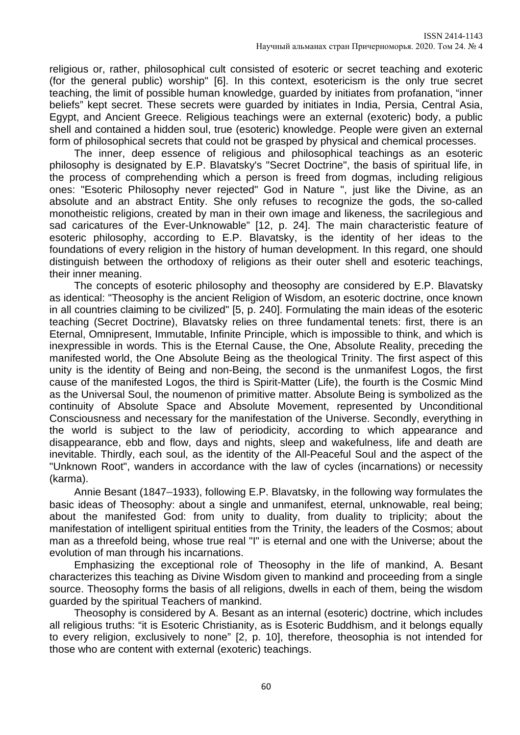religious or, rather, philosophical cult consisted of esoteric or secret teaching and exoteric (for the general public) worship" [6]. In this context, esotericism is the only true secret teaching, the limit of possible human knowledge, guarded by initiates from profanation, "inner beliefs" kept secret. These secrets were guarded by initiates in India, Persia, Central Asia, Egypt, and Ancient Greece. Religious teachings were an external (exoteric) body, a public shell and contained a hidden soul, true (esoteric) knowledge. People were given an external form of philosophical secrets that could not be grasped by physical and chemical processes.

The inner, deep essence of religious and philosophical teachings as an esoteric philosophy is designated by E.P. Blavatsky's "Secret Doctrine", the basis of spiritual life, in the process of comprehending which a person is freed from dogmas, including religious ones: "Esoteric Philosophy never rejected" God in Nature ", just like the Divine, as an absolute and an abstract Entity. She only refuses to recognize the gods, the so-called monotheistic religions, created by man in their own image and likeness, the sacrilegious and sad caricatures of the Ever-Unknowable" [12, p. 24]. The main characteristic feature of esoteric philosophy, according to E.P. Blavatsky, is the identity of her ideas to the foundations of every religion in the history of human development. In this regard, one should distinguish between the orthodoxy of religions as their outer shell and esoteric teachings, their inner meaning.

The concepts of esoteric philosophy and theosophy are considered by E.P. Blavatsky as identical: "Theosophy is the ancient Religion of Wisdom, an esoteric doctrine, once known in all countries claiming to be civilized" [5, p. 240]. Formulating the main ideas of the esoteric teaching (Secret Doctrine), Blavatsky relies on three fundamental tenets: first, there is an Eternal, Omnipresent, Immutable, Infinite Principle, which is impossible to think, and which is inexpressible in words. This is the Eternal Cause, the One, Absolute Reality, preceding the manifested world, the One Absolute Being as the theological Trinity. The first aspect of this unity is the identity of Being and non-Being, the second is the unmanifest Logos, the first cause of the manifested Logos, the third is Spirit-Matter (Life), the fourth is the Cosmic Mind as the Universal Soul, the noumenon of primitive matter. Absolute Being is symbolized as the continuity of Absolute Space and Absolute Movement, represented by Unconditional Consciousness and necessary for the manifestation of the Universe. Secondly, everything in the world is subject to the law of periodicity, according to which appearance and disappearance, ebb and flow, days and nights, sleep and wakefulness, life and death are inevitable. Thirdly, each soul, as the identity of the All-Peaceful Soul and the aspect of the "Unknown Root", wanders in accordance with the law of cycles (incarnations) or necessity (karma).

Annie Besant (1847–1933), following E.P. Blavatsky, in the following way formulates the basic ideas of Theosophy: about a single and unmanifest, eternal, unknowable, real being; about the manifested God: from unity to duality, from duality to triplicity; about the manifestation of intelligent spiritual entities from the Trinity, the leaders of the Cosmos; about man as a threefold being, whose true real "I" is eternal and one with the Universe; about the evolution of man through his incarnations.

Emphasizing the exceptional role of Theosophy in the life of mankind, A. Besant characterizes this teaching as Divine Wisdom given to mankind and proceeding from a single source. Theosophy forms the basis of all religions, dwells in each of them, being the wisdom guarded by the spiritual Teachers of mankind.

Theosophy is considered by A. Besant as an internal (esoteric) doctrine, which includes all religious truths: "it is Esoteric Christianity, as is Esoteric Buddhism, and it belongs equally to every religion, exclusively to none" [2, p. 10], therefore, theosophia is not intended for those who are content with external (exoteric) teachings.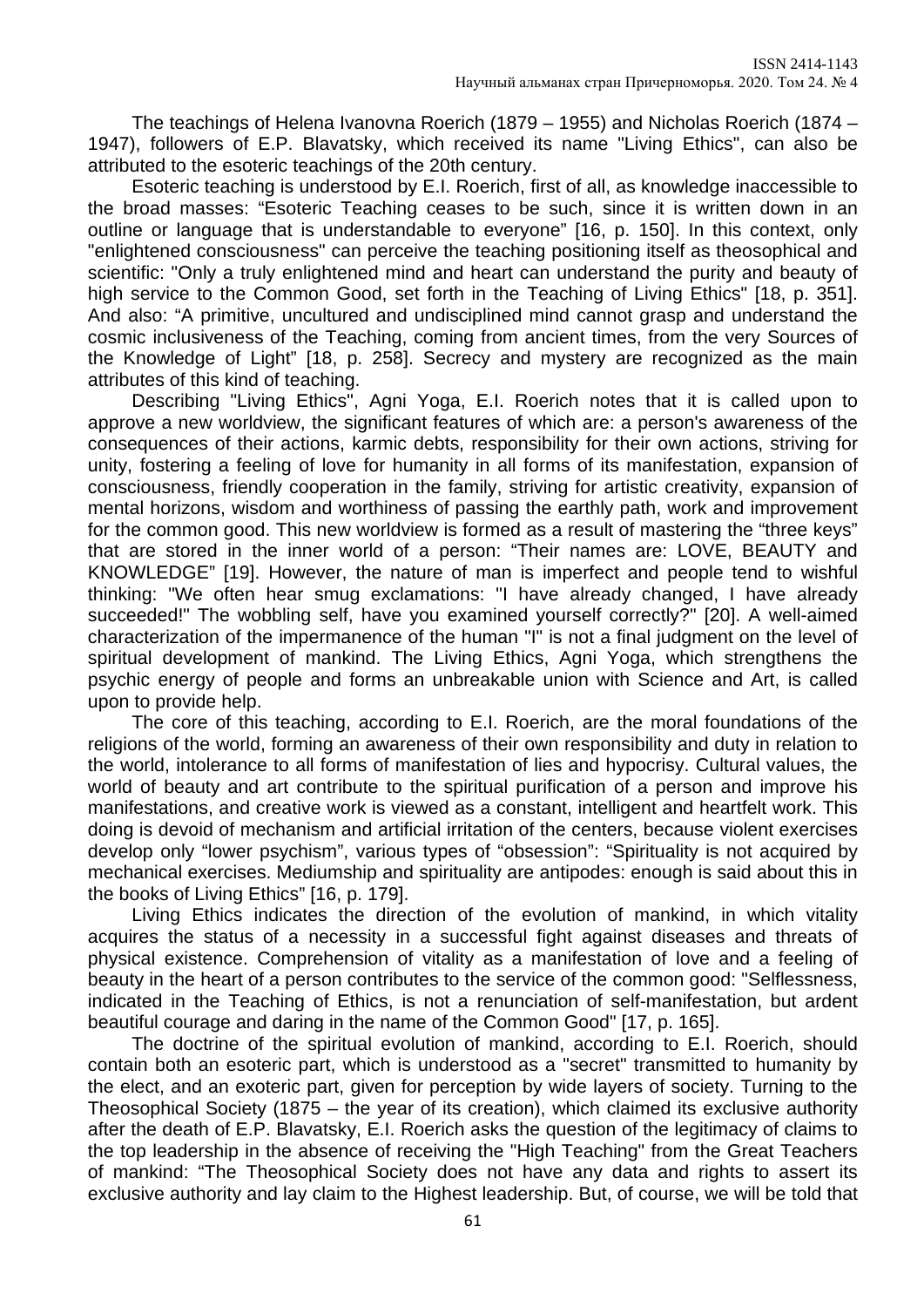The teachings of Helena Ivanovna Roerich (1879 – 1955) and Nicholas Roerich (1874 – 1947), followers of E.P. Blavatsky, which received its name "Living Ethics", can also be attributed to the esoteric teachings of the 20th century.

Esoteric teaching is understood by E.I. Roerich, first of all, as knowledge inaccessible to the broad masses: "Esoteric Teaching ceases to be such, since it is written down in an outline or language that is understandable to everyone" [16, p. 150]. In this context, only "enlightened consciousness" can perceive the teaching positioning itself as theosophical and scientific: "Only a truly enlightened mind and heart can understand the purity and beauty of high service to the Common Good, set forth in the Teaching of Living Ethics" [18, p. 351]. And also: "A primitive, uncultured and undisciplined mind cannot grasp and understand the cosmic inclusiveness of the Teaching, coming from ancient times, from the very Sources of the Knowledge of Light" [18, p. 258]. Secrecy and mystery are recognized as the main attributes of this kind of teaching.

Describing "Living Ethics", Agni Yoga, E.I. Roerich notes that it is called upon to approve a new worldview, the significant features of which are: a person's awareness of the consequences of their actions, karmic debts, responsibility for their own actions, striving for unity, fostering a feeling of love for humanity in all forms of its manifestation, expansion of consciousness, friendly cooperation in the family, striving for artistic creativity, expansion of mental horizons, wisdom and worthiness of passing the earthly path, work and improvement for the common good. This new worldview is formed as a result of mastering the "three keys" that are stored in the inner world of a person: "Their names are: LOVE, BEAUTY and KNOWLEDGE" [19]. However, the nature of man is imperfect and people tend to wishful thinking: "We often hear smug exclamations: "I have already changed, I have already succeeded!" The wobbling self, have you examined yourself correctly?" [20]. A well-aimed characterization of the impermanence of the human "I" is not a final judgment on the level of spiritual development of mankind. The Living Ethics, Agni Yoga, which strengthens the psychic energy of people and forms an unbreakable union with Science and Art, is called upon to provide help.

The core of this teaching, according to E.I. Roerich, are the moral foundations of the religions of the world, forming an awareness of their own responsibility and duty in relation to the world, intolerance to all forms of manifestation of lies and hypocrisy. Cultural values, the world of beauty and art contribute to the spiritual purification of a person and improve his manifestations, and creative work is viewed as a constant, intelligent and heartfelt work. This doing is devoid of mechanism and artificial irritation of the centers, because violent exercises develop only "lower psychism", various types of "obsession": "Spirituality is not acquired by mechanical exercises. Mediumship and spirituality are antipodes: enough is said about this in the books of Living Ethics" [16, p. 179].

Living Ethics indicates the direction of the evolution of mankind, in which vitality acquires the status of a necessity in a successful fight against diseases and threats of physical existence. Comprehension of vitality as a manifestation of love and a feeling of beauty in the heart of a person contributes to the service of the common good: "Selflessness, indicated in the Teaching of Ethics, is not a renunciation of self-manifestation, but ardent beautiful courage and daring in the name of the Common Good" [17, p. 165].

The doctrine of the spiritual evolution of mankind, according to E.I. Roerich, should contain both an esoteric part, which is understood as a "secret" transmitted to humanity by the elect, and an exoteric part, given for perception by wide layers of society. Turning to the Theosophical Society (1875 – the year of its creation), which claimed its exclusive authority after the death of E.P. Blavatsky, E.I. Roerich asks the question of the legitimacy of claims to the top leadership in the absence of receiving the "High Teaching" from the Great Teachers of mankind: "The Theosophical Society does not have any data and rights to assert its exclusive authority and lay claim to the Highest leadership. But, of course, we will be told that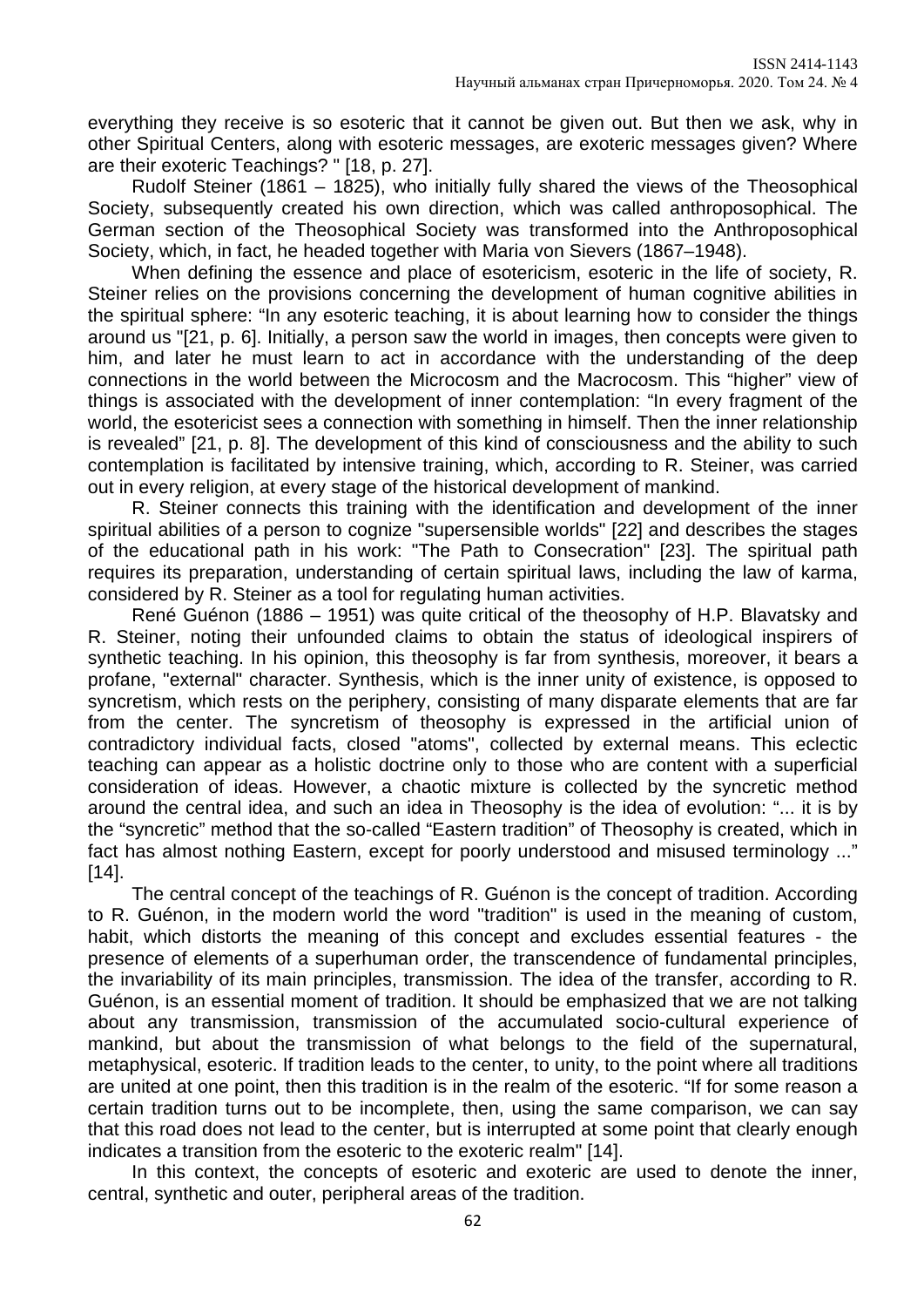everything they receive is so esoteric that it cannot be given out. But then we ask, why in other Spiritual Centers, along with esoteric messages, are exoteric messages given? Where are their exoteric Teachings? " [18, p. 27].

Rudolf Steiner (1861 – 1825), who initially fully shared the views of the Theosophical Society, subsequently created his own direction, which was called anthroposophical. The German section of the Theosophical Society was transformed into the Anthroposophical Society, which, in fact, he headed together with Maria von Sievers (1867–1948).

When defining the essence and place of esotericism, esoteric in the life of society, R. Steiner relies on the provisions concerning the development of human cognitive abilities in the spiritual sphere: "In any esoteric teaching, it is about learning how to consider the things around us "[21, p. 6]. Initially, a person saw the world in images, then concepts were given to him, and later he must learn to act in accordance with the understanding of the deep connections in the world between the Microcosm and the Macrocosm. This "higher" view of things is associated with the development of inner contemplation: "In every fragment of the world, the esotericist sees a connection with something in himself. Then the inner relationship is revealed" [21, p. 8]. The development of this kind of consciousness and the ability to such contemplation is facilitated by intensive training, which, according to R. Steiner, was carried out in every religion, at every stage of the historical development of mankind.

R. Steiner connects this training with the identification and development of the inner spiritual abilities of a person to cognize "supersensible worlds" [22] and describes the stages of the educational path in his work: "The Path to Consecration" [23]. The spiritual path requires its preparation, understanding of certain spiritual laws, including the law of karma, considered by R. Steiner as a tool for regulating human activities.

René Guénon (1886 – 1951) was quite critical of the theosophy of H.P. Blavatsky and R. Steiner, noting their unfounded claims to obtain the status of ideological inspirers of synthetic teaching. In his opinion, this theosophy is far from synthesis, moreover, it bears a profane, "external" character. Synthesis, which is the inner unity of existence, is opposed to syncretism, which rests on the periphery, consisting of many disparate elements that are far from the center. The syncretism of theosophy is expressed in the artificial union of contradictory individual facts, closed "atoms", collected by external means. This eclectic teaching can appear as a holistic doctrine only to those who are content with a superficial consideration of ideas. However, a chaotic mixture is collected by the syncretic method around the central idea, and such an idea in Theosophy is the idea of evolution: "... it is by the "syncretic" method that the so-called "Eastern tradition" of Theosophy is created, which in fact has almost nothing Eastern, except for poorly understood and misused terminology ..." [14].

The central concept of the teachings of R. Guénon is the concept of tradition. According to R. Guénon, in the modern world the word "tradition" is used in the meaning of custom, habit, which distorts the meaning of this concept and excludes essential features - the presence of elements of a superhuman order, the transcendence of fundamental principles, the invariability of its main principles, transmission. The idea of the transfer, according to R. Guénon, is an essential moment of tradition. It should be emphasized that we are not talking about any transmission, transmission of the accumulated socio-cultural experience of mankind, but about the transmission of what belongs to the field of the supernatural, metaphysical, esoteric. If tradition leads to the center, to unity, to the point where all traditions are united at one point, then this tradition is in the realm of the esoteric. "If for some reason a certain tradition turns out to be incomplete, then, using the same comparison, we can say that this road does not lead to the center, but is interrupted at some point that clearly enough indicates a transition from the esoteric to the exoteric realm" [14].

In this context, the concepts of esoteric and exoteric are used to denote the inner, central, synthetic and outer, peripheral areas of the tradition.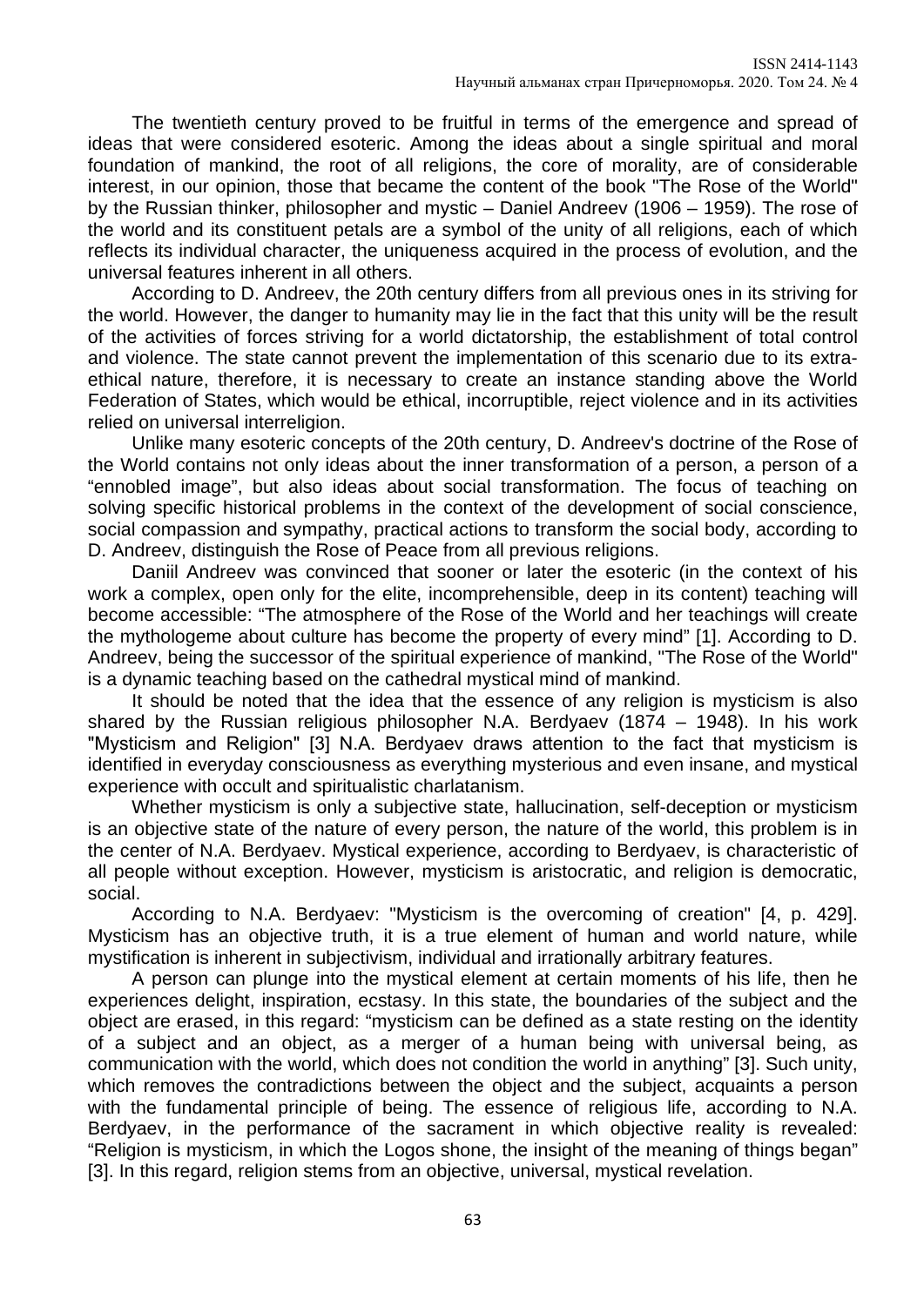The twentieth century proved to be fruitful in terms of the emergence and spread of ideas that were considered esoteric. Among the ideas about a single spiritual and moral foundation of mankind, the root of all religions, the core of morality, are of considerable interest, in our opinion, those that became the content of the book "The Rose of the World" by the Russian thinker, philosopher and mystic – Daniel Andreev (1906 – 1959). The rose of the world and its constituent petals are a symbol of the unity of all religions, each of which reflects its individual character, the uniqueness acquired in the process of evolution, and the universal features inherent in all others.

According to D. Andreev, the 20th century differs from all previous ones in its striving for the world. However, the danger to humanity may lie in the fact that this unity will be the result of the activities of forces striving for a world dictatorship, the establishment of total control and violence. The state cannot prevent the implementation of this scenario due to its extra-ethical nature, therefore, it is necessary to create an instance standing above the World Federation of States, which would be ethical, incorruptible, reject violence and in its activities relied on universal interreligion.

Unlike many esoteric concepts of the 20th century, D. Andreev's doctrine of the Rose of the World contains not only ideas about the inner transformation of a person, a person of a "ennobled image", but also ideas about social transformation. The focus of teaching on solving specific historical problems in the context of the development of social conscience, social compassion and sympathy, practical actions to transform the social body, according to D. Andreev, distinguish the Rose of Peace from all previous religions.

Daniil Andreev was convinced that sooner or later the esoteric (in the context of his work a complex, open only for the elite, incomprehensible, deep in its content) teaching will become accessible: "The atmosphere of the Rose of the World and her teachings will create the mythologeme about culture has become the property of every mind" [1]. According to D. Andreev, being the successor of the spiritual experience of mankind, "The Rose of the World" is a dynamic teaching based on the cathedral mystical mind of mankind.

It should be noted that the idea that the essence of any religion is mysticism is also shared by the Russian religious philosopher N.A. Berdyaev (1874 – 1948). In his work "Mysticism and Religion" [3] N.A. Berdyaev draws attention to the fact that mysticism is identified in everyday consciousness as everything mysterious and even insane, and mystical experience with occult and spiritualistic charlatanism.

Whether mysticism is only a subjective state, hallucination, self-deception or mysticism is an objective state of the nature of every person, the nature of the world, this problem is in the center of N.A. Berdyaev. Mystical experience, according to Berdyaev, is characteristic of all people without exception. However, mysticism is aristocratic, and religion is democratic, social.

According to N.A. Berdyaev: "Mysticism is the overcoming of creation" [4, p. 429]. Mysticism has an objective truth, it is a true element of human and world nature, while mystification is inherent in subjectivism, individual and irrationally arbitrary features.

A person can plunge into the mystical element at certain moments of his life, then he experiences delight, inspiration, ecstasy. In this state, the boundaries of the subject and the object are erased, in this regard: "mysticism can be defined as a state resting on the identity of a subject and an object, as a merger of a human being with universal being, as communication with the world, which does not condition the world in anything" [3]. Such unity, which removes the contradictions between the object and the subject, acquaints a person with the fundamental principle of being. The essence of religious life, according to N.A. Berdyaev, in the performance of the sacrament in which objective reality is revealed: "Religion is mysticism, in which the Logos shone, the insight of the meaning of things began" [3]. In this regard, religion stems from an objective, universal, mystical revelation.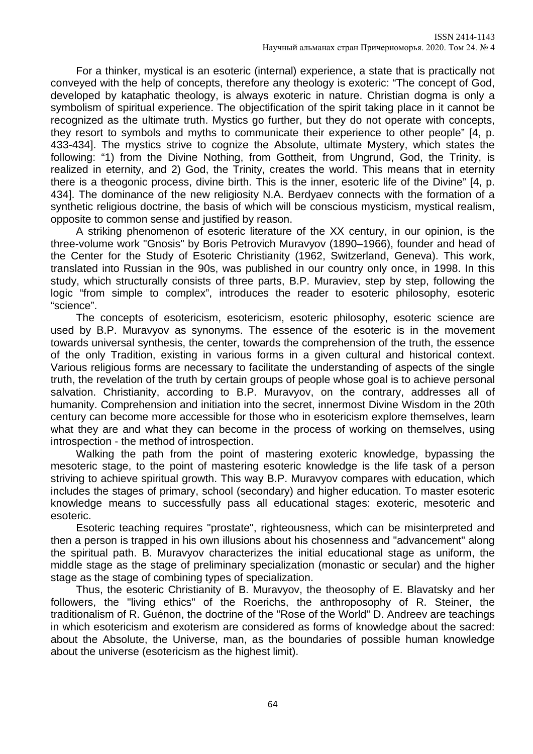For a thinker, mystical is an esoteric (internal) experience, a state that is practically not conveyed with the help of concepts, therefore any theology is exoteric: “The concept of God, developed by kataphatic theology, is always exoteric in nature. Christian dogma is only a symbolism of spiritual experience. The objectification of the spirit taking place in it cannot be recognized as the ultimate truth. Mystics go further, but they do not operate with concepts, they resort to symbols and myths to communicate their experience to other people” [4, p. 433-434]. The mystics strive to cognize the Absolute, ultimate Mystery, which states the following: “1) from the Divine Nothing, from Gottheit, from Ungrund, God, the Trinity, is realized in eternity, and 2) God, the Trinity, creates the world. This means that in eternity there is a theogonic process, divine birth. This is the inner, esoteric life of the Divine” [4, p. 434]. The dominance of the new religiosity N.A. Berdyaev connects with the formation of a synthetic religious doctrine, the basis of which will be conscious mysticism, mystical realism, opposite to common sense and justified by reason.

A striking phenomenon of esoteric literature of the XX century, in our opinion, is the three-volume work "Gnosis" by Boris Petrovich Muravyov (1890–1966), founder and head of the Center for the Study of Esoteric Christianity (1962, Switzerland, Geneva). This work, translated into Russian in the 90s, was published in our country only once, in 1998. In this study, which structurally consists of three parts, B.P. Muraviev, step by step, following the logic “from simple to complex”, introduces the reader to esoteric philosophy, esoteric “science”.

The concepts of esotericism, esotericism, esoteric philosophy, esoteric science are used by B.P. Muravyov as synonyms. The essence of the esoteric is in the movement towards universal synthesis, the center, towards the comprehension of the truth, the essence of the only Tradition, existing in various forms in a given cultural and historical context. Various religious forms are necessary to facilitate the understanding of aspects of the single truth, the revelation of the truth by certain groups of people whose goal is to achieve personal salvation. Christianity, according to B.P. Muravyov, on the contrary, addresses all of humanity. Comprehension and initiation into the secret, innermost Divine Wisdom in the 20th century can become more accessible for those who in esotericism explore themselves, learn what they are and what they can become in the process of working on themselves, using introspection - the method of introspection.

Walking the path from the point of mastering exoteric knowledge, bypassing the mesoteric stage, to the point of mastering esoteric knowledge is the life task of a person striving to achieve spiritual growth. This way B.P. Muravyov compares with education, which includes the stages of primary, school (secondary) and higher education. To master esoteric knowledge means to successfully pass all educational stages: exoteric, mesoteric and esoteric.

Esoteric teaching requires "prostate", righteousness, which can be misinterpreted and then a person is trapped in his own illusions about his chosenness and "advancement" along the spiritual path. B. Muravyov characterizes the initial educational stage as uniform, the middle stage as the stage of preliminary specialization (monastic or secular) and the higher stage as the stage of combining types of specialization.

Thus, the esoteric Christianity of B. Muravyov, the theosophy of E. Blavatsky and her followers, the "living ethics" of the Roerichs, the anthroposophy of R. Steiner, the traditionalism of R. Guénon, the doctrine of the "Rose of the World" D. Andreev are teachings in which esotericism and exoterism are considered as forms of knowledge about the sacred: about the Absolute, the Universe, man, as the boundaries of possible human knowledge about the universe (esotericism as the highest limit).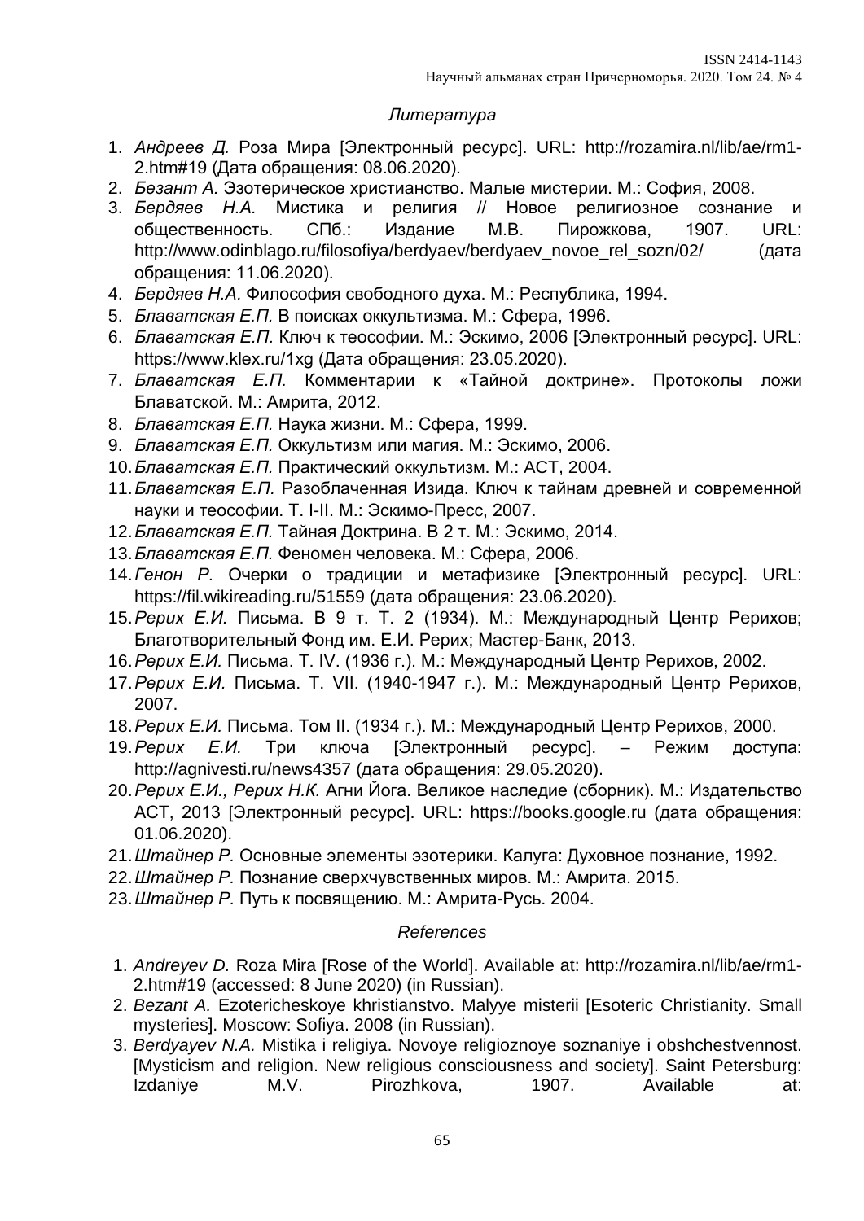### *Литература*

1. *Андреев Д.* Роза Мира [Электронный ресурс]. URL: http://rozamira.nl/lib/ae/rm1-2.htm#19 (Дата обращения: 08.06.2020).
2. *Безант А.* Эзотерическое христианство. Малые мистерии. М.: София, 2008.
3. *Бердяев Н.А.* Мистика и религия // Новое религиозное сознание и общественность. СПб.: Издание М.В. Пирожкова, 1907. URL: http://www.odinblago.ru/filosofiya/berdyaev/berdyaev_novoe_rel_sozn/02/ (дата обращения: 11.06.2020).
4. *Бердяев Н.А.* Философия свободного духа. М.: Республика, 1994.
5. *Блаватская Е.П.* В поисках оккультизма. М.: Сфера, 1996.
6. *Блаватская Е.П.* Ключ к теософии. М.: Эскимо, 2006 [Электронный ресурс]. URL: https://www.klex.ru/1xg (Дата обращения: 23.05.2020).
7. *Блаватская Е.П.* Комментарии к «Тайной доктрине». Протоколы ложи Блаватской. М.: Амрита, 2012.
8. *Блаватская Е.П.* Наука жизни. М.: Сфера, 1999.
9. *Блаватская Е.П.* Оккультизм или магия. М.: Эскимо, 2006.
10. *Блаватская Е.П.* Практический оккультизм. М.: АСТ, 2004.
11. *Блаватская Е.П.* Разоблаченная Изида. Ключ к тайнам древней и современной науки и теософии. Т. I-II. М.: Эскимо-Пресс, 2007.
12. *Блаватская Е.П.* Тайная Доктрина. В 2 т. М.: Эскимо, 2014.
13. *Блаватская Е.П.* Феномен человека. М.: Сфера, 2006.
14. *Генон Р.* Очерки о традиции и метафизике [Электронный ресурс]. URL: https://fil.wikireading.ru/51559 (дата обращения: 23.06.2020).
15. *Рерих Е.И.* Письма. В 9 т. Т. 2 (1934). М.: Международный Центр Рерихов; Благотворительный Фонд им. Е.И. Рерих; Мастер-Банк, 2013.
16. *Рерих Е.И.* Письма. Т. IV. (1936 г.). М.: Международный Центр Рерихов, 2002.
17. *Рерих Е.И.* Письма. Т. VII. (1940-1947 г.). М.: Международный Центр Рерихов, 2007.
18. *Рерих Е.И.* Письма. Том II. (1934 г.). М.: Международный Центр Рерихов, 2000.
19. *Рерих Е.И.* Три ключа [Электронный ресурс]. – Режим доступа: http://agnivesti.ru/news4357 (дата обращения: 29.05.2020).
20. *Рерих Е.И., Рерих Н.К.* Агни Йога. Великое наследие (сборник). М.: Издательство АСТ, 2013 [Электронный ресурс]. URL: https://books.google.ru (дата обращения: 01.06.2020).
21. *Штайнер Р.* Основные элементы эзотерики. Калуга: Духовное познание, 1992.
22. *Штайнер Р.* Познание сверхчувственных миров. М.: Амрита. 2015.
23. *Штайнер Р.* Путь к посвящению. М.: Амрита-Русь. 2004.

### *References*

1. *Andreyev D.* Roza Mira [Rose of the World]. Available at: http://rozamira.nl/lib/ae/rm1-2.htm#19 (accessed: 8 June 2020) (in Russian).
2. *Bezant A.* Ezotericheskoye khristianstvo. Malyye misterii [Esoteric Christianity. Small mysteries]. Moscow: Sofiya. 2008 (in Russian).
3. *Berdyayev N.A.* Mistika i religiya. Novoye religioznoye soznaniye i obshchestvennost. [Mysticism and religion. New religious consciousness and society]. Saint Petersburg: Izdaniye M.V. Pirozhkova, 1907. Available at: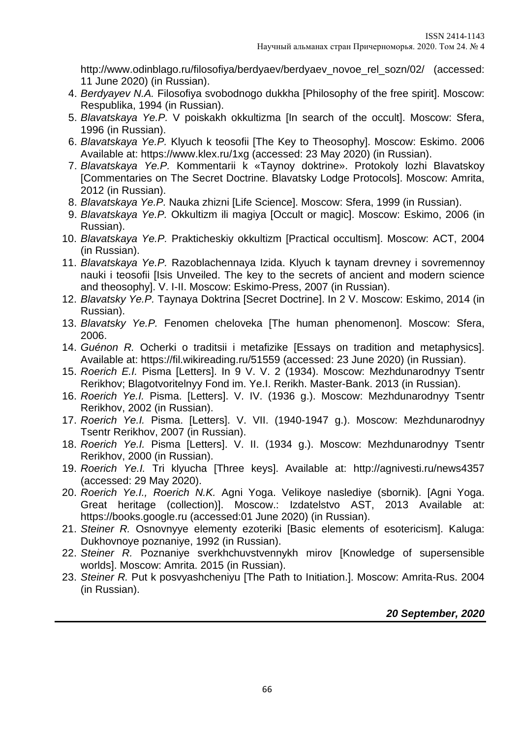http://www.odinblago.ru/filosofiya/berdyaev/berdyaev_novoe_rel_sozn/02/ (accessed: 11 June 2020) (in Russian).

4. *Berdyayev N.A.* Filosofiya svobodnogo dukkha [Philosophy of the free spirit]. Moscow: Respublika, 1994 (in Russian).
5. *Blavatskaya Ye.P.* V poiskakh okkultizma [In search of the occult]. Moscow: Sfera, 1996 (in Russian).
6. *Blavatskaya Ye.P.* Klyuch k teosofii [The Key to Theosophy]. Moscow: Eskimo. 2006 Available at: https://www.klex.ru/1xg (accessed: 23 May 2020) (in Russian).
7. *Blavatskaya Ye.P.* Kommentarii k «Taynoy doktrine». Protokoly lozhi Blavatskoy [Commentaries on The Secret Doctrine. Blavatsky Lodge Protocols]. Moscow: Amrita, 2012 (in Russian).
8. *Blavatskaya Ye.P.* Nauka zhizni [Life Science]. Moscow: Sfera, 1999 (in Russian).
9. *Blavatskaya Ye.P.* Okkultizm ili magiya [Occult or magic]. Moscow: Eskimo, 2006 (in Russian).
10. *Blavatskaya Ye.P.* Prakticheskiy okkultizm [Practical occultism]. Moscow: ACT, 2004 (in Russian).
11. *Blavatskaya Ye.P.* Razoblachennaya Izida. Klyuch k taynam drevney i sovremennoy nauki i teosofii [Isis Unveiled. The key to the secrets of ancient and modern science and theosophy]. V. I-II. Moscow: Eskimo-Press, 2007 (in Russian).
12. *Blavatsky Ye.P.* Taynaya Doktrina [Secret Doctrine]. In 2 V. Moscow: Eskimo, 2014 (in Russian).
13. *Blavatsky Ye.P.* Fenomen cheloveka [The human phenomenon]. Moscow: Sfera, 2006.
14. *Guénon R.* Ocherki o traditsii i metafizike [Essays on tradition and metaphysics]. Available at: https://fil.wikireading.ru/51559 (accessed: 23 June 2020) (in Russian).
15. *Roerich E.I.* Pisma [Letters]. In 9 V. V. 2 (1934). Moscow: Mezhdunarodnyy Tsentr Rerikhov; Blagotvoritelnyy Fond im. Ye.I. Rerikh. Master-Bank. 2013 (in Russian).
16. *Roerich Ye.I.* Pisma. [Letters]. V. IV. (1936 g.). Moscow: Mezhdunarodnyy Tsentr Rerikhov, 2002 (in Russian).
17. *Roerich Ye.I.* Pisma. [Letters]. V. VII. (1940-1947 g.). Moscow: Mezhdunarodnyy Tsentr Rerikhov, 2007 (in Russian).
18. *Roerich Ye.I.* Pisma [Letters]. V. II. (1934 g.). Moscow: Mezhdunarodnyy Tsentr Rerikhov, 2000 (in Russian).
19. *Roerich Ye.I.* Tri klyucha [Three keys]. Available at: http://agnivesti.ru/news4357 (accessed: 29 May 2020).
20. *Roerich Ye.I., Roerich N.K.* Agni Yoga. Velikoye naslediye (sbornik). [Agni Yoga. Great heritage (collection)]. Moscow.: Izdatelstvo AST, 2013 Available at: https://books.google.ru (accessed:01 June 2020) (in Russian).
21. *Steiner R.* Osnovnyye elementy ezoteriki [Basic elements of esotericism]. Kaluga: Dukhovnoye poznaniye, 1992 (in Russian).
22. *Steiner R.* Poznaniye sverkhchuvstvennykh mirov [Knowledge of supersensible worlds]. Moscow: Amrita. 2015 (in Russian).
23. *Steiner R.* Put k posvyashcheniyu [The Path to Initiation.]. Moscow: Amrita-Rus. 2004 (in Russian).

***20 September, 2020***